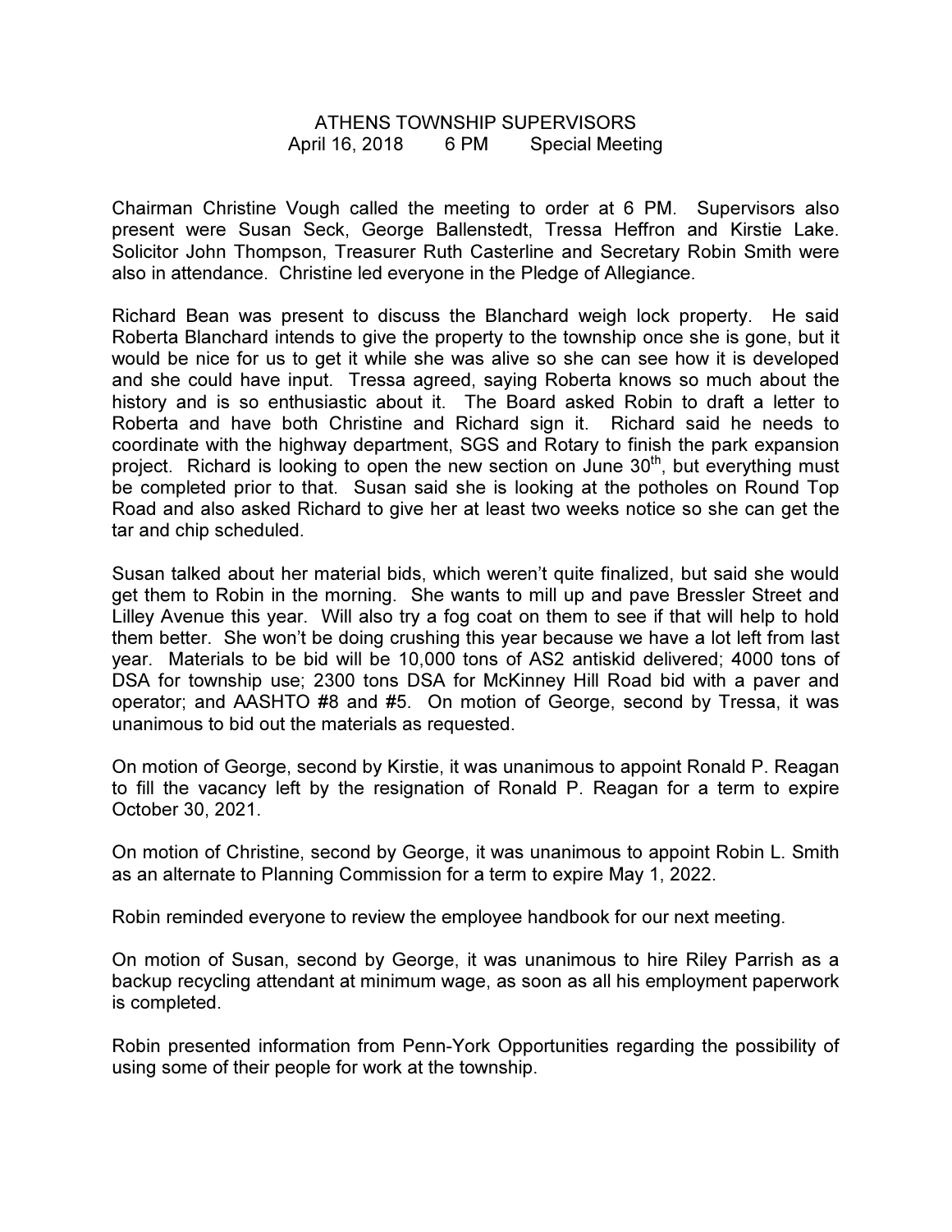# ATHENS TOWNSHIP SUPERVISORS

April 16, 2018 6 PM Special Meeting

Chairman Christine Vough called the meeting to order at 6 PM. Supervisors also present were Susan Seck, George Ballenstedt, Tressa Heffron and Kirstie Lake. Solicitor John Thompson, Treasurer Ruth Casterline and Secretary Robin Smith were also in attendance. Christine led everyone in the Pledge of Allegiance.

Richard Bean was present to discuss the Blanchard weigh lock property. He said Roberta Blanchard intends to give the property to the township once she is gone, but it would be nice for us to get it while she was alive so she can see how it is developed and she could have input. Tressa agreed, saying Roberta knows so much about the history and is so enthusiastic about it. The Board asked Robin to draft a letter to Roberta and have both Christine and Richard sign it. Richard said he needs to coordinate with the highway department, SGS and Rotary to finish the park expansion project. Richard is looking to open the new section on June 30th, but everything must be completed prior to that. Susan said she is looking at the potholes on Round Top Road and also asked Richard to give her at least two weeks notice so she can get the tar and chip scheduled.

Susan talked about her material bids, which weren't quite finalized, but said she would get them to Robin in the morning. She wants to mill up and pave Bressler Street and Lilley Avenue this year. Will also try a fog coat on them to see if that will help to hold them better. She won't be doing crushing this year because we have a lot left from last year. Materials to be bid will be 10,000 tons of AS2 antiskid delivered; 4000 tons of DSA for township use; 2300 tons DSA for McKinney Hill Road bid with a paver and operator; and AASHTO #8 and #5. On motion of George, second by Tressa, it was unanimous to bid out the materials as requested.

On motion of George, second by Kirstie, it was unanimous to appoint Ronald P. Reagan to fill the vacancy left by the resignation of Ronald P. Reagan for a term to expire October 30, 2021.

On motion of Christine, second by George, it was unanimous to appoint Robin L. Smith as an alternate to Planning Commission for a term to expire May 1, 2022.

Robin reminded everyone to review the employee handbook for our next meeting.

On motion of Susan, second by George, it was unanimous to hire Riley Parrish as a backup recycling attendant at minimum wage, as soon as all his employment paperwork is completed.

Robin presented information from Penn-York Opportunities regarding the possibility of using some of their people for work at the township.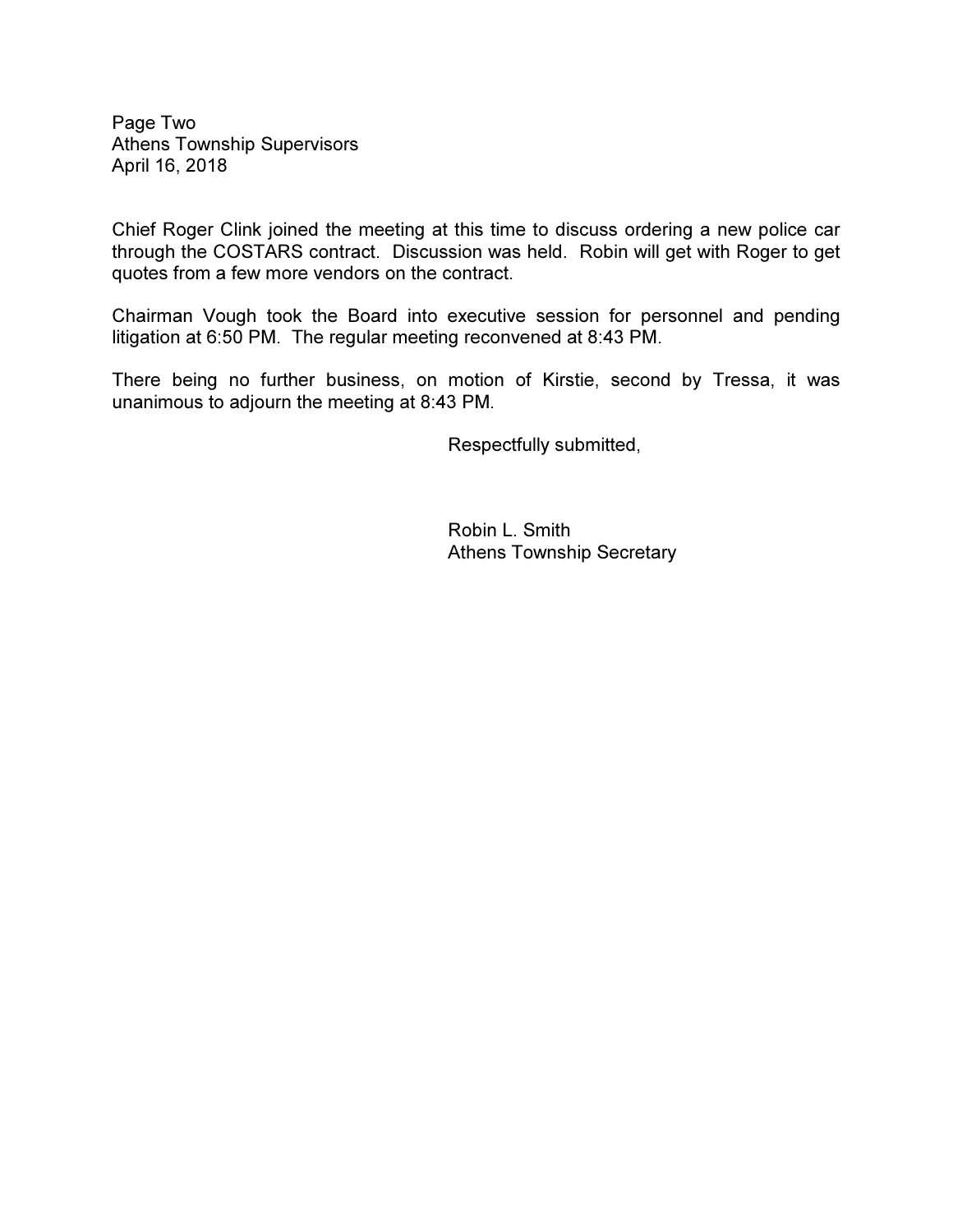Page Two
Athens Township Supervisors
April 16, 2018

Chief Roger Clink joined the meeting at this time to discuss ordering a new police car through the COSTARS contract. Discussion was held. Robin will get with Roger to get quotes from a few more vendors on the contract.

Chairman Vough took the Board into executive session for personnel and pending litigation at 6:50 PM. The regular meeting reconvened at 8:43 PM.

There being no further business, on motion of Kirstie, second by Tressa, it was unanimous to adjourn the meeting at 8:43 PM.

Respectfully submitted,

Robin L. Smith
Athens Township Secretary